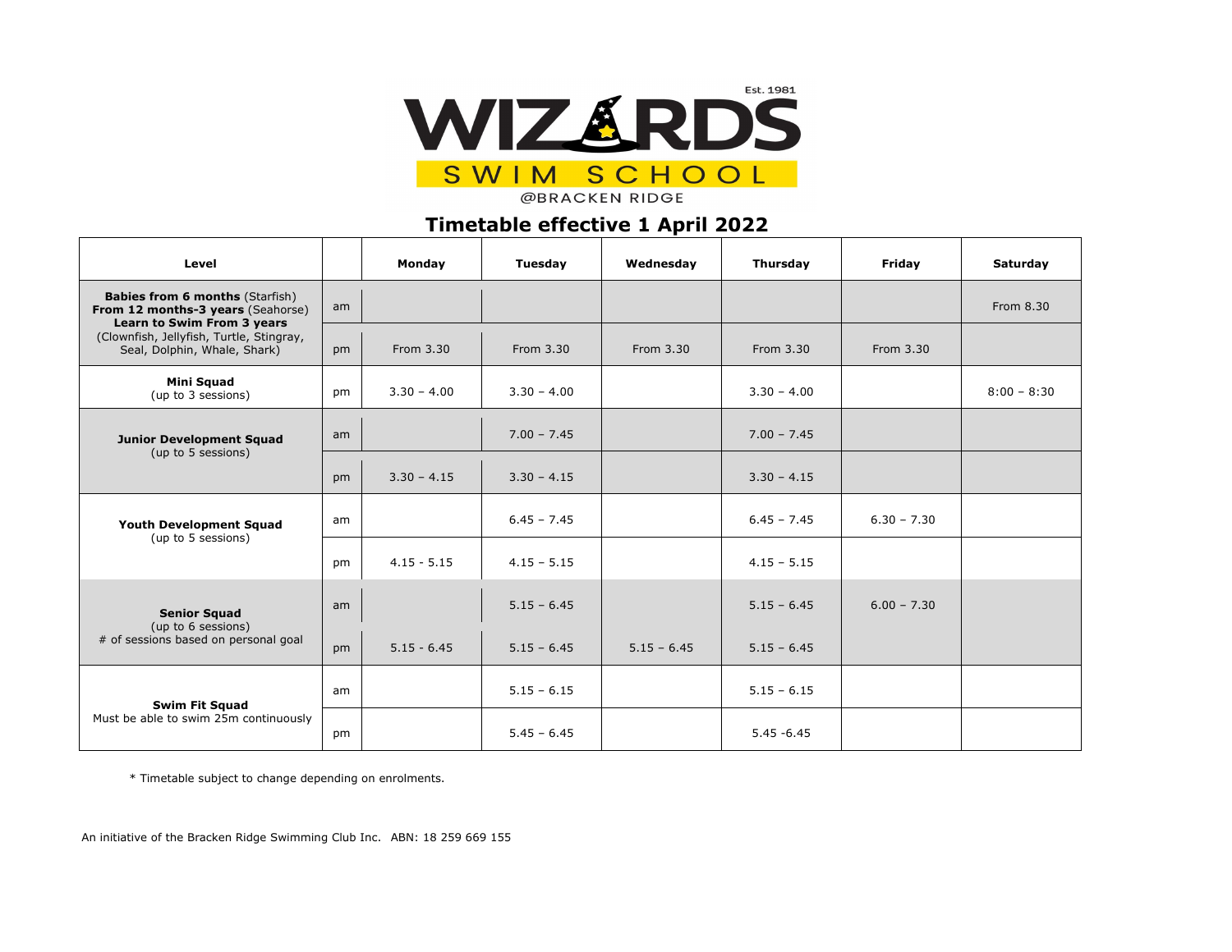WIZARDS SWIM SCHOOL

Est. 1981

@BRACKEN RIDGE

# Timetable effective 1 April 2022

| Level | | Monday | Tuesday | Wednesday | Thursday | Friday | Saturday |
|---|---|---|---|---|---|---|---|
| **Babies from 6 months** (Starfish) **From 12 months-3 years** (Seahorse) **Learn to Swim From 3 years** (Clownfish, Jellyfish, Turtle, Stingray, Seal, Dolphin, Whale, Shark) | am | | | | | | From 8.30 |
| | pm | From 3.30 | From 3.30 | From 3.30 | From 3.30 | From 3.30 | |
| **Mini Squad** (up to 3 sessions) | pm | 3.30 – 4.00 | 3.30 – 4.00 | | 3.30 – 4.00 | | 8:00 – 8:30 |
| **Junior Development Squad** (up to 5 sessions) | am | | 7.00 – 7.45 | | 7.00 – 7.45 | | |
| | pm | 3.30 – 4.15 | 3.30 – 4.15 | | 3.30 – 4.15 | | |
| **Youth Development Squad** (up to 5 sessions) | am | | 6.45 – 7.45 | | 6.45 – 7.45 | 6.30 – 7.30 | |
| | pm | 4.15 - 5.15 | 4.15 – 5.15 | | 4.15 – 5.15 | | |
| **Senior Squad** (up to 6 sessions) # of sessions based on personal goal | am | | 5.15 – 6.45 | | 5.15 – 6.45 | 6.00 – 7.30 | |
| | pm | 5.15 - 6.45 | 5.15 – 6.45 | 5.15 – 6.45 | 5.15 – 6.45 | | |
| **Swim Fit Squad** Must be able to swim 25m continuously | am | | 5.15 – 6.15 | | 5.15 – 6.15 | | |
| | pm | | 5.45 – 6.45 | | 5.45 -6.45 | | |

* Timetable subject to change depending on enrolments.

An initiative of the Bracken Ridge Swimming Club Inc. ABN: 18 259 669 155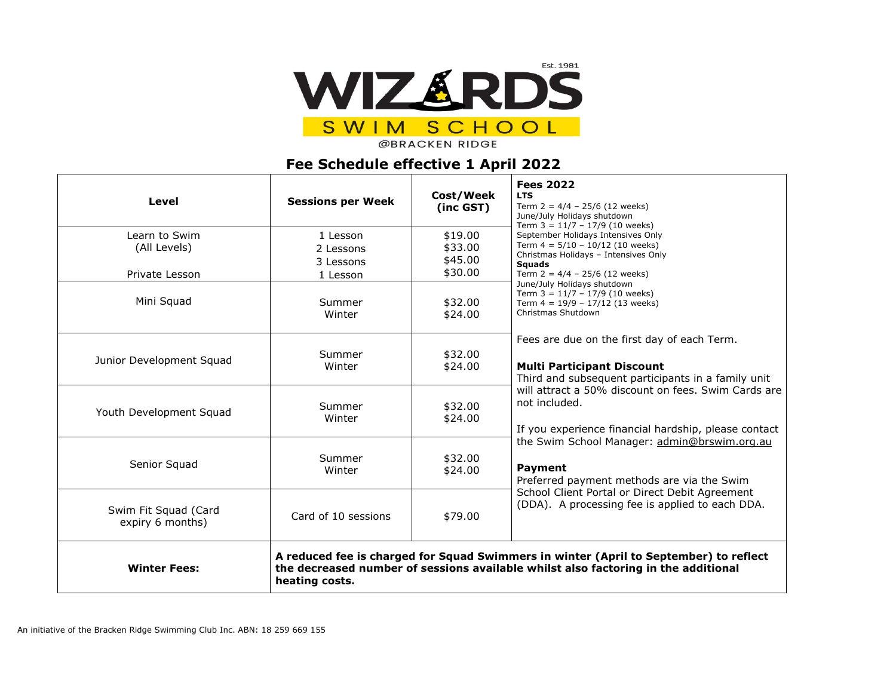WIZARDS SWIM SCHOOL

Est. 1981

@BRACKEN RIDGE

## Fee Schedule effective 1 April 2022

| Level | Sessions per Week | Cost/Week (inc GST) |
| --- | --- | --- |
| Learn to Swim (All Levels) | 1 Lesson<br>2 Lessons<br>3 Lessons | \$19.00<br>\$33.00<br>\$45.00 |
| Private Lesson | 1 Lesson | \$30.00 |
| Mini Squad | Summer<br>Winter | \$32.00<br>\$24.00 |
| Junior Development Squad | Summer<br>Winter | \$32.00<br>\$24.00 |
| Youth Development Squad | Summer<br>Winter | \$32.00<br>\$24.00 |
| Senior Squad | Summer<br>Winter | \$32.00<br>\$24.00 |
| Swim Fit Squad (Card expiry 6 months) | Card of 10 sessions | \$79.00 |
| **Winter Fees:** | **A reduced fee is charged for Squad Swimmers in winter (April to September) to reflect the decreased number of sessions available whilst also factoring in the additional heating costs.** | |

**Fees 2022**

**LTS**

Term 2 = 4/4 – 25/6 (12 weeks)
June/July Holidays shutdown
Term 3 = 11/7 – 17/9 (10 weeks)
September Holidays Intensives Only
Term 4 = 5/10 – 10/12 (10 weeks)
Christmas Holidays – Intensives Only

**Squads**

Term 2 = 4/4 – 25/6 (12 weeks)
June/July Holidays shutdown
Term 3 = 11/7 – 17/9 (10 weeks)
Term 4 = 19/9 – 17/12 (13 weeks)
Christmas Shutdown

Fees are due on the first day of each Term.

**Multi Participant Discount**

Third and subsequent participants in a family unit will attract a 50% discount on fees. Swim Cards are not included.

If you experience financial hardship, please contact the Swim School Manager: admin@brswim.org.au

**Payment**

Preferred payment methods are via the Swim School Client Portal or Direct Debit Agreement (DDA). A processing fee is applied to each DDA.

An initiative of the Bracken Ridge Swimming Club Inc. ABN: 18 259 669 155